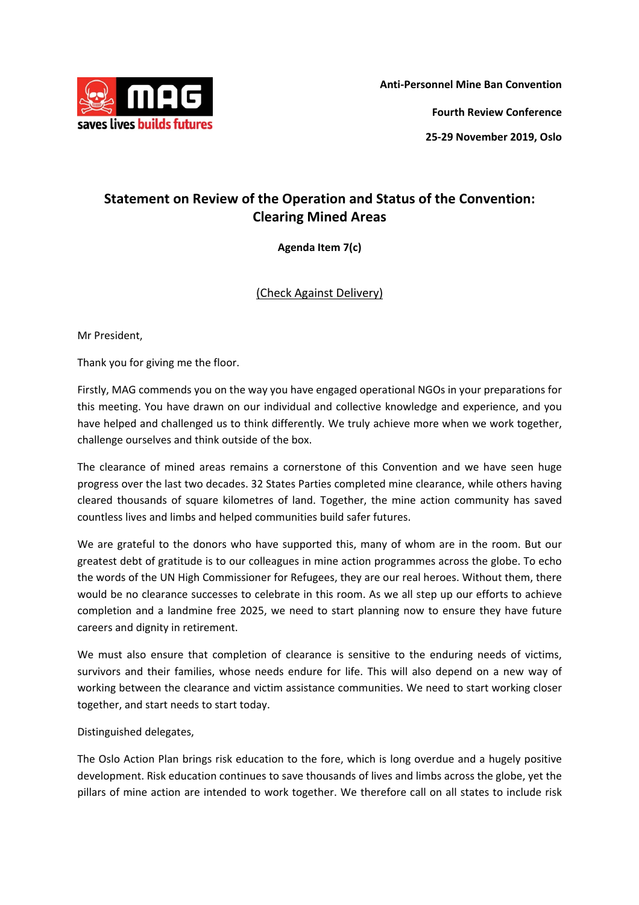**Anti-Personnel Mine Ban Convention**

**Fourth Review Conference**

**25-29 November 2019, Oslo**

## Statement on Review of the Operation and Status of the Convention: Clearing Mined Areas

**Agenda Item 7(c)**

(Check Against Delivery)

Mr President,

Thank you for giving me the floor.

Firstly, MAG commends you on the way you have engaged operational NGOs in your preparations for this meeting. You have drawn on our individual and collective knowledge and experience, and you have helped and challenged us to think differently. We truly achieve more when we work together, challenge ourselves and think outside of the box.

The clearance of mined areas remains a cornerstone of this Convention and we have seen huge progress over the last two decades. 32 States Parties completed mine clearance, while others having cleared thousands of square kilometres of land. Together, the mine action community has saved countless lives and limbs and helped communities build safer futures.

We are grateful to the donors who have supported this, many of whom are in the room. But our greatest debt of gratitude is to our colleagues in mine action programmes across the globe. To echo the words of the UN High Commissioner for Refugees, they are our real heroes. Without them, there would be no clearance successes to celebrate in this room. As we all step up our efforts to achieve completion and a landmine free 2025, we need to start planning now to ensure they have future careers and dignity in retirement.

We must also ensure that completion of clearance is sensitive to the enduring needs of victims, survivors and their families, whose needs endure for life. This will also depend on a new way of working between the clearance and victim assistance communities. We need to start working closer together, and start needs to start today.

Distinguished delegates,

The Oslo Action Plan brings risk education to the fore, which is long overdue and a hugely positive development. Risk education continues to save thousands of lives and limbs across the globe, yet the pillars of mine action are intended to work together. We therefore call on all states to include risk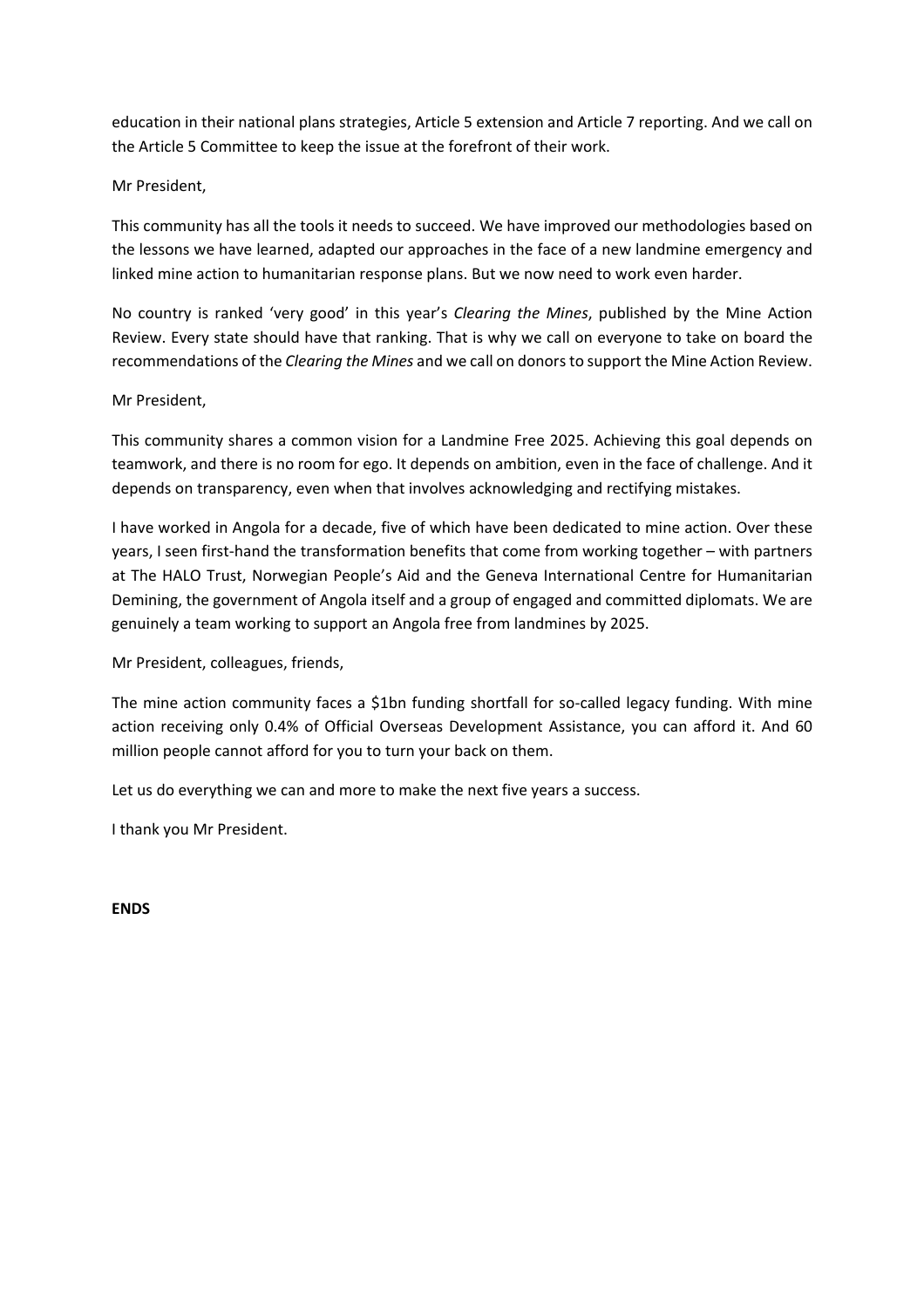education in their national plans strategies, Article 5 extension and Article 7 reporting. And we call on the Article 5 Committee to keep the issue at the forefront of their work.

Mr President,

This community has all the tools it needs to succeed. We have improved our methodologies based on the lessons we have learned, adapted our approaches in the face of a new landmine emergency and linked mine action to humanitarian response plans. But we now need to work even harder.

No country is ranked 'very good' in this year's *Clearing the Mines*, published by the Mine Action Review. Every state should have that ranking. That is why we call on everyone to take on board the recommendations of the *Clearing the Mines* and we call on donors to support the Mine Action Review.

Mr President,

This community shares a common vision for a Landmine Free 2025. Achieving this goal depends on teamwork, and there is no room for ego. It depends on ambition, even in the face of challenge. And it depends on transparency, even when that involves acknowledging and rectifying mistakes.

I have worked in Angola for a decade, five of which have been dedicated to mine action. Over these years, I seen first-hand the transformation benefits that come from working together – with partners at The HALO Trust, Norwegian People's Aid and the Geneva International Centre for Humanitarian Demining, the government of Angola itself and a group of engaged and committed diplomats. We are genuinely a team working to support an Angola free from landmines by 2025.

Mr President, colleagues, friends,

The mine action community faces a $1bn funding shortfall for so-called legacy funding. With mine action receiving only 0.4% of Official Overseas Development Assistance, you can afford it. And 60 million people cannot afford for you to turn your back on them.

Let us do everything we can and more to make the next five years a success.

I thank you Mr President.

**ENDS**